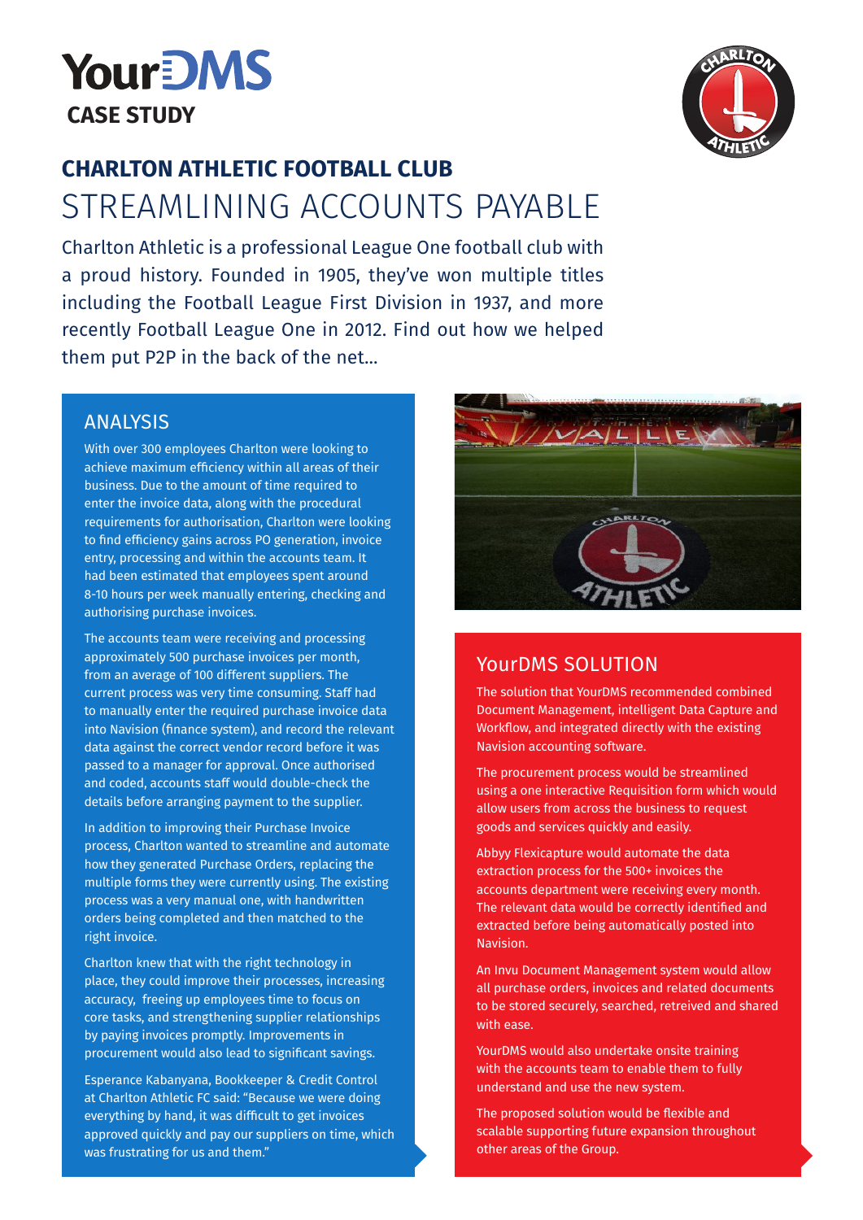# YourDMS

**CASE STUDY**

## CHARLTON ATHLETIC FOOTBALL CLUB

# STREAMLINING ACCOUNTS PAYABLE

Charlton Athletic is a professional League One football club with a proud history. Founded in 1905, they've won multiple titles including the Football League First Division in 1937, and more recently Football League One in 2012. Find out how we helped them put P2P in the back of the net...

## ANALYSIS

With over 300 employees Charlton were looking to achieve maximum efficiency within all areas of their business. Due to the amount of time required to enter the invoice data, along with the procedural requirements for authorisation, Charlton were looking to find efficiency gains across PO generation, invoice entry, processing and within the accounts team. It had been estimated that employees spent around 8-10 hours per week manually entering, checking and authorising purchase invoices.

The accounts team were receiving and processing approximately 500 purchase invoices per month, from an average of 100 different suppliers. The current process was very time consuming. Staff had to manually enter the required purchase invoice data into Navision (finance system), and record the relevant data against the correct vendor record before it was passed to a manager for approval. Once authorised and coded, accounts staff would double-check the details before arranging payment to the supplier.

In addition to improving their Purchase Invoice process, Charlton wanted to streamline and automate how they generated Purchase Orders, replacing the multiple forms they were currently using. The existing process was a very manual one, with handwritten orders being completed and then matched to the right invoice.

Charlton knew that with the right technology in place, they could improve their processes, increasing accuracy, freeing up employees time to focus on core tasks, and strengthening supplier relationships by paying invoices promptly. Improvements in procurement would also lead to significant savings.

Esperance Kabanyana, Bookkeeper & Credit Control at Charlton Athletic FC said: "Because we were doing everything by hand, it was difficult to get invoices approved quickly and pay our suppliers on time, which was frustrating for us and them."

## YourDMS SOLUTION

The solution that YourDMS recommended combined Document Management, intelligent Data Capture and Workflow, and integrated directly with the existing Navision accounting software.

The procurement process would be streamlined using a one interactive Requisition form which would allow users from across the business to request goods and services quickly and easily.

Abbyy Flexicapture would automate the data extraction process for the 500+ invoices the accounts department were receiving every month. The relevant data would be correctly identified and extracted before being automatically posted into Navision.

An Invu Document Management system would allow all purchase orders, invoices and related documents to be stored securely, searched, retreived and shared with ease.

YourDMS would also undertake onsite training with the accounts team to enable them to fully understand and use the new system.

The proposed solution would be flexible and scalable supporting future expansion throughout other areas of the Group.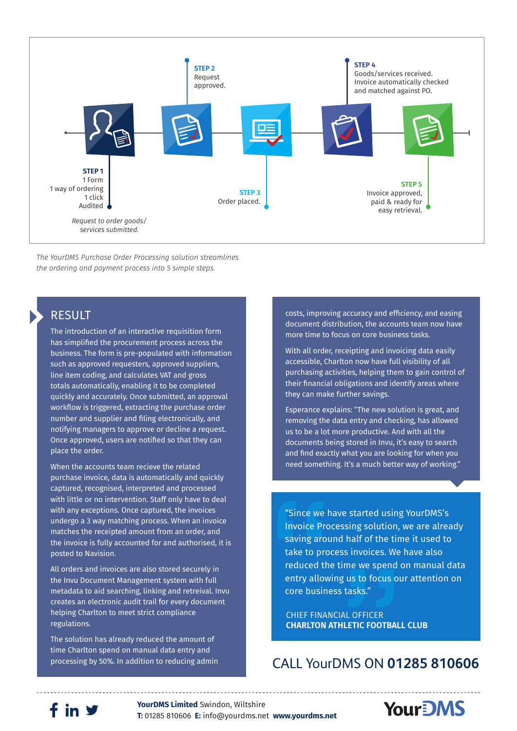**STEP 1**
1 Form
1 way of ordering
1 click
Audited

*Request to order goods/ services submitted.*

**STEP 2**
Request approved.

**STEP 3**
Order placed.

**STEP 4**
Goods/services received. Invoice automatically checked and matched against PO.

**STEP 5**
Invoice approved, paid & ready for easy retrieval.

*The YourDMS Purchase Order Processing solution streamlines the ordering and payment process into 5 simple steps.*

## RESULT

The introduction of an interactive requisition form has simplified the procurement process across the business. The form is pre-populated with information such as approved requesters, approved suppliers, line item coding, and calculates VAT and gross totals automatically, enabling it to be completed quickly and accurately. Once submitted, an approval workflow is triggered, extracting the purchase order number and supplier and filing electronically, and notifying managers to approve or decline a request. Once approved, users are notified so that they can place the order.

When the accounts team recieve the related purchase invoice, data is automatically and quickly captured, recognised, interpreted and processed with little or no intervention. Staff only have to deal with any exceptions. Once captured, the invoices undergo a 3 way matching process. When an invoice matches the receipted amount from an order, and the invoice is fully accounted for and authorised, it is posted to Navision.

All orders and invoices are also stored securely in the Invu Document Management system with full metadata to aid searching, linking and retreival. Invu creates an electronic audit trail for every document helping Charlton to meet strict compliance regulations.

The solution has already reduced the amount of time Charlton spend on manual data entry and processing by 50%. In addition to reducing admin costs, improving accuracy and efficiency, and easing document distribution, the accounts team now have more time to focus on core business tasks.

With all order, receipting and invoicing data easily accessible, Charlton now have full visibility of all purchasing activities, helping them to gain control of their financial obligations and identify areas where they can make further savings.

Esperance explains: "The new solution is great, and removing the data entry and checking, has allowed us to be a lot more productive. And with all the documents being stored in Invu, it's easy to search and find exactly what you are looking for when you need something. It's a much better way of working."

> "Since we have started using YourDMS's Invoice Processing solution, we are already saving around half of the time it used to take to process invoices. We have also reduced the time we spend on manual data entry allowing us to focus our attention on core business tasks."
>
> CHIEF FINANCIAL OFFICER
> **CHARLTON ATHLETIC FOOTBALL CLUB**

## CALL YourDMS ON **01285 810606**

**YourDMS Limited** Swindon, Wiltshire
**T:** 01285 810606 **E:** info@yourdms.net **www.yourdms.net**